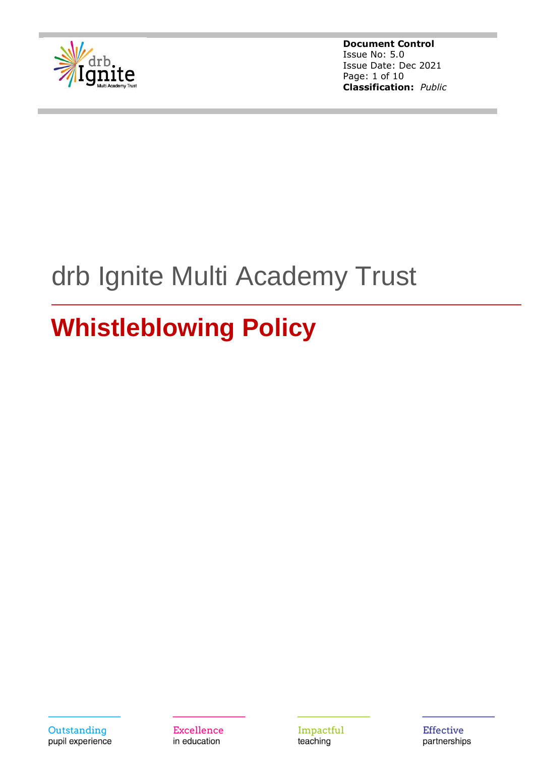**Document Control**
Issue No: 5.0
Issue Date: Dec 2021
**Classification:** *Public*

# drb Ignite Multi Academy Trust

## Whistleblowing Policy

Outstanding pupil experience

Excellence in education

Impactful teaching

Effective partnerships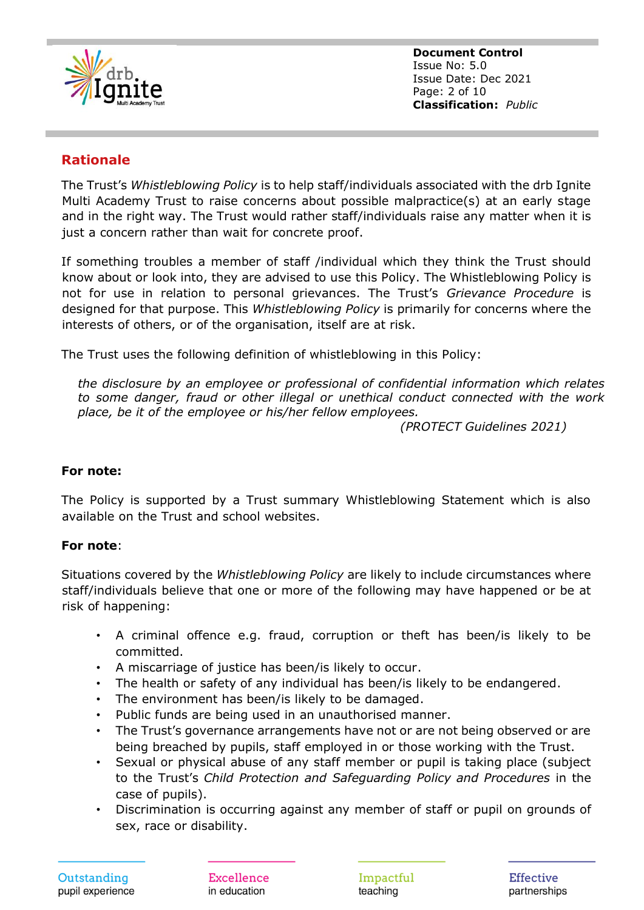## Rationale

The Trust's *Whistleblowing Policy* is to help staff/individuals associated with the drb Ignite Multi Academy Trust to raise concerns about possible malpractice(s) at an early stage and in the right way. The Trust would rather staff/individuals raise any matter when it is just a concern rather than wait for concrete proof.

If something troubles a member of staff /individual which they think the Trust should know about or look into, they are advised to use this Policy. The Whistleblowing Policy is not for use in relation to personal grievances. The Trust's *Grievance Procedure* is designed for that purpose. This *Whistleblowing Policy* is primarily for concerns where the interests of others, or of the organisation, itself are at risk.

The Trust uses the following definition of whistleblowing in this Policy:

> *the disclosure by an employee or professional of confidential information which relates to some danger, fraud or other illegal or unethical conduct connected with the work place, be it of the employee or his/her fellow employees.*
>
> *(PROTECT Guidelines 2021)*

**For note:**

The Policy is supported by a Trust summary Whistleblowing Statement which is also available on the Trust and school websites.

**For note**:

Situations covered by the *Whistleblowing Policy* are likely to include circumstances where staff/individuals believe that one or more of the following may have happened or be at risk of happening:

- A criminal offence e.g. fraud, corruption or theft has been/is likely to be committed.
- A miscarriage of justice has been/is likely to occur.
- The health or safety of any individual has been/is likely to be endangered.
- The environment has been/is likely to be damaged.
- Public funds are being used in an unauthorised manner.
- The Trust's governance arrangements have not or are not being observed or are being breached by pupils, staff employed in or those working with the Trust.
- Sexual or physical abuse of any staff member or pupil is taking place (subject to the Trust's *Child Protection and Safeguarding Policy and Procedures* in the case of pupils).
- Discrimination is occurring against any member of staff or pupil on grounds of sex, race or disability.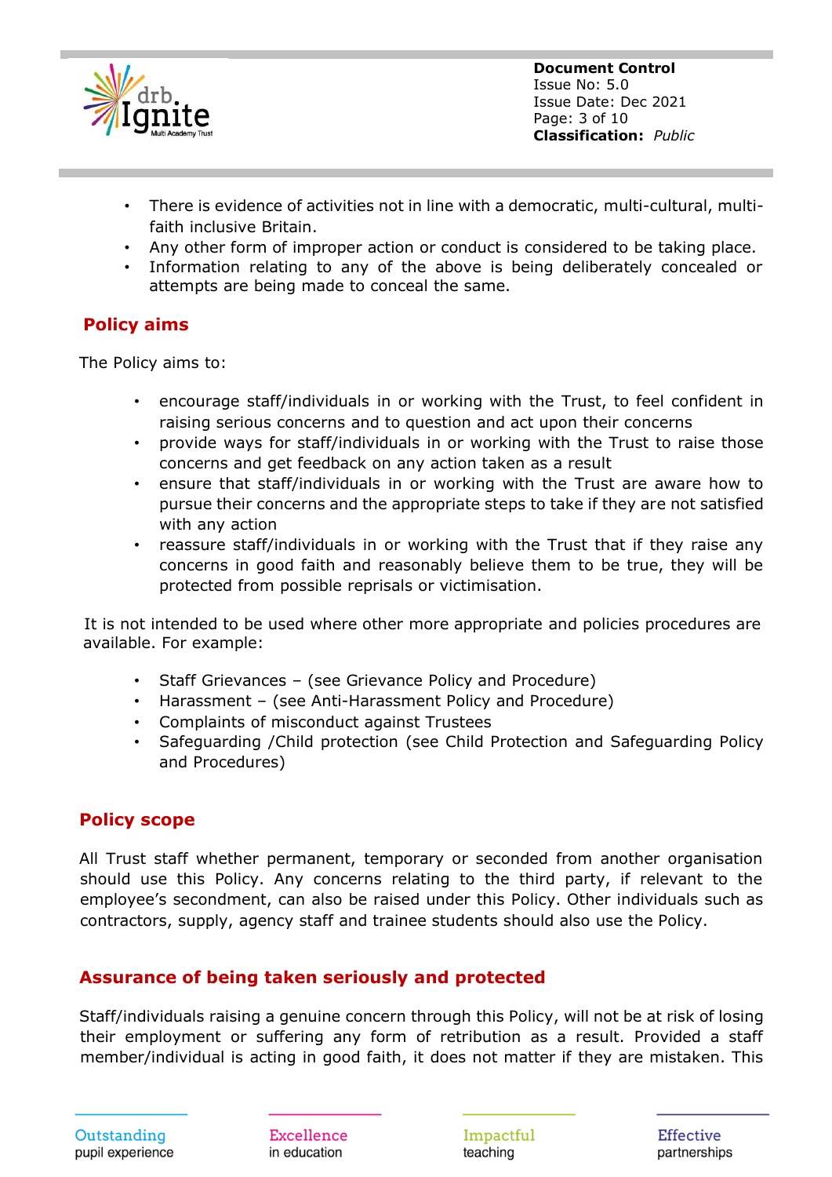- There is evidence of activities not in line with a democratic, multi-cultural, multi-faith inclusive Britain.
- Any other form of improper action or conduct is considered to be taking place.
- Information relating to any of the above is being deliberately concealed or attempts are being made to conceal the same.

## Policy aims

The Policy aims to:

- encourage staff/individuals in or working with the Trust, to feel confident in raising serious concerns and to question and act upon their concerns
- provide ways for staff/individuals in or working with the Trust to raise those concerns and get feedback on any action taken as a result
- ensure that staff/individuals in or working with the Trust are aware how to pursue their concerns and the appropriate steps to take if they are not satisfied with any action
- reassure staff/individuals in or working with the Trust that if they raise any concerns in good faith and reasonably believe them to be true, they will be protected from possible reprisals or victimisation.

It is not intended to be used where other more appropriate and policies procedures are available. For example:

- Staff Grievances – (see Grievance Policy and Procedure)
- Harassment – (see Anti-Harassment Policy and Procedure)
- Complaints of misconduct against Trustees
- Safeguarding /Child protection (see Child Protection and Safeguarding Policy and Procedures)

## Policy scope

All Trust staff whether permanent, temporary or seconded from another organisation should use this Policy. Any concerns relating to the third party, if relevant to the employee's secondment, can also be raised under this Policy. Other individuals such as contractors, supply, agency staff and trainee students should also use the Policy.

## Assurance of being taken seriously and protected

Staff/individuals raising a genuine concern through this Policy, will not be at risk of losing their employment or suffering any form of retribution as a result. Provided a staff member/individual is acting in good faith, it does not matter if they are mistaken. This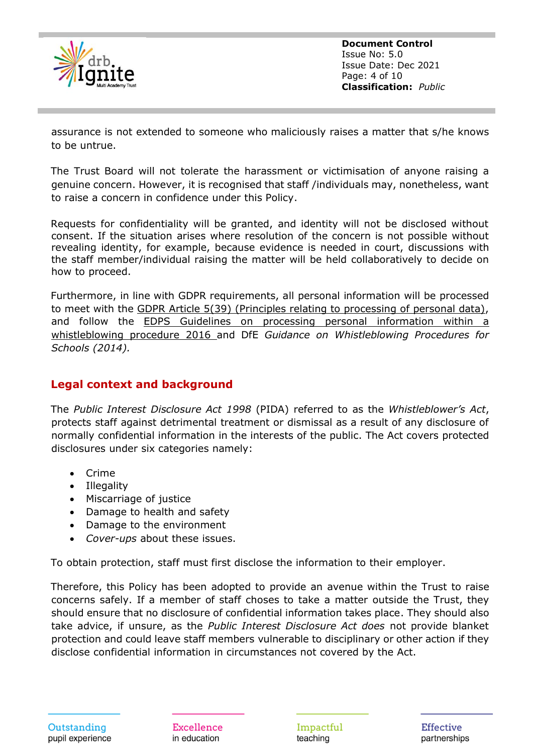assurance is not extended to someone who maliciously raises a matter that s/he knows to be untrue.

The Trust Board will not tolerate the harassment or victimisation of anyone raising a genuine concern. However, it is recognised that staff /individuals may, nonetheless, want to raise a concern in confidence under this Policy.

Requests for confidentiality will be granted, and identity will not be disclosed without consent. If the situation arises where resolution of the concern is not possible without revealing identity, for example, because evidence is needed in court, discussions with the staff member/individual raising the matter will be held collaboratively to decide on how to proceed.

Furthermore, in line with GDPR requirements, all personal information will be processed to meet with the GDPR Article 5(39) (Principles relating to processing of personal data), and follow the EDPS Guidelines on processing personal information within a whistleblowing procedure 2016 and DfE *Guidance on Whistleblowing Procedures for Schools (2014).*

## Legal context and background

The *Public Interest Disclosure Act 1998* (PIDA) referred to as the *Whistleblower's Act*, protects staff against detrimental treatment or dismissal as a result of any disclosure of normally confidential information in the interests of the public. The Act covers protected disclosures under six categories namely:

- Crime
- Illegality
- Miscarriage of justice
- Damage to health and safety
- Damage to the environment
- *Cover-ups* about these issues.

To obtain protection, staff must first disclose the information to their employer.

Therefore, this Policy has been adopted to provide an avenue within the Trust to raise concerns safely. If a member of staff choses to take a matter outside the Trust, they should ensure that no disclosure of confidential information takes place. They should also take advice, if unsure, as the *Public Interest Disclosure Act does* not provide blanket protection and could leave staff members vulnerable to disciplinary or other action if they disclose confidential information in circumstances not covered by the Act.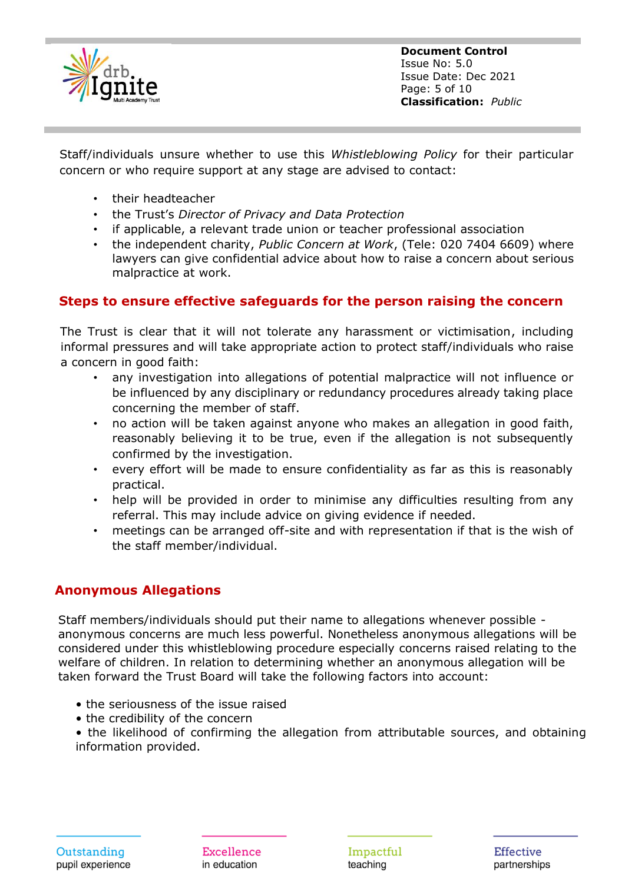Staff/individuals unsure whether to use this *Whistleblowing Policy* for their particular concern or who require support at any stage are advised to contact:

- their headteacher
- the Trust's *Director of Privacy and Data Protection*
- if applicable, a relevant trade union or teacher professional association
- the independent charity, *Public Concern at Work*, (Tele: 020 7404 6609) where lawyers can give confidential advice about how to raise a concern about serious malpractice at work.

## Steps to ensure effective safeguards for the person raising the concern

The Trust is clear that it will not tolerate any harassment or victimisation, including informal pressures and will take appropriate action to protect staff/individuals who raise a concern in good faith:

- any investigation into allegations of potential malpractice will not influence or be influenced by any disciplinary or redundancy procedures already taking place concerning the member of staff.
- no action will be taken against anyone who makes an allegation in good faith, reasonably believing it to be true, even if the allegation is not subsequently confirmed by the investigation.
- every effort will be made to ensure confidentiality as far as this is reasonably practical.
- help will be provided in order to minimise any difficulties resulting from any referral. This may include advice on giving evidence if needed.
- meetings can be arranged off-site and with representation if that is the wish of the staff member/individual.

## Anonymous Allegations

Staff members/individuals should put their name to allegations whenever possible - anonymous concerns are much less powerful. Nonetheless anonymous allegations will be considered under this whistleblowing procedure especially concerns raised relating to the welfare of children. In relation to determining whether an anonymous allegation will be taken forward the Trust Board will take the following factors into account:

- the seriousness of the issue raised
- the credibility of the concern
- the likelihood of confirming the allegation from attributable sources, and obtaining information provided.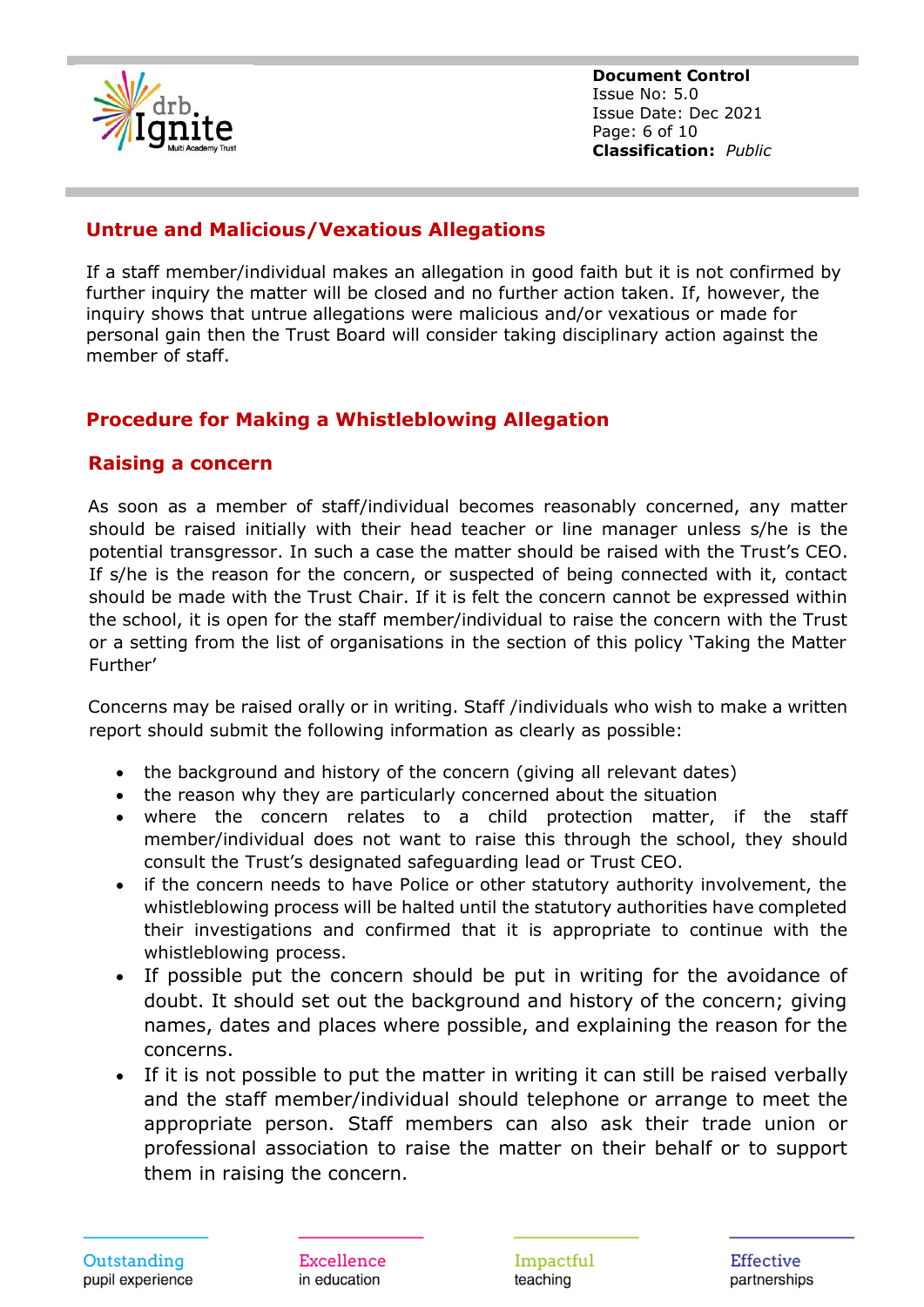## Untrue and Malicious/Vexatious Allegations

If a staff member/individual makes an allegation in good faith but it is not confirmed by further inquiry the matter will be closed and no further action taken. If, however, the inquiry shows that untrue allegations were malicious and/or vexatious or made for personal gain then the Trust Board will consider taking disciplinary action against the member of staff.

## Procedure for Making a Whistleblowing Allegation

### Raising a concern

As soon as a member of staff/individual becomes reasonably concerned, any matter should be raised initially with their head teacher or line manager unless s/he is the potential transgressor. In such a case the matter should be raised with the Trust's CEO. If s/he is the reason for the concern, or suspected of being connected with it, contact should be made with the Trust Chair. If it is felt the concern cannot be expressed within the school, it is open for the staff member/individual to raise the concern with the Trust or a setting from the list of organisations in the section of this policy 'Taking the Matter Further'

Concerns may be raised orally or in writing. Staff /individuals who wish to make a written report should submit the following information as clearly as possible:

- the background and history of the concern (giving all relevant dates)
- the reason why they are particularly concerned about the situation
- where the concern relates to a child protection matter, if the staff member/individual does not want to raise this through the school, they should consult the Trust's designated safeguarding lead or Trust CEO.
- if the concern needs to have Police or other statutory authority involvement, the whistleblowing process will be halted until the statutory authorities have completed their investigations and confirmed that it is appropriate to continue with the whistleblowing process.
- If possible put the concern should be put in writing for the avoidance of doubt. It should set out the background and history of the concern; giving names, dates and places where possible, and explaining the reason for the concerns.
- If it is not possible to put the matter in writing it can still be raised verbally and the staff member/individual should telephone or arrange to meet the appropriate person. Staff members can also ask their trade union or professional association to raise the matter on their behalf or to support them in raising the concern.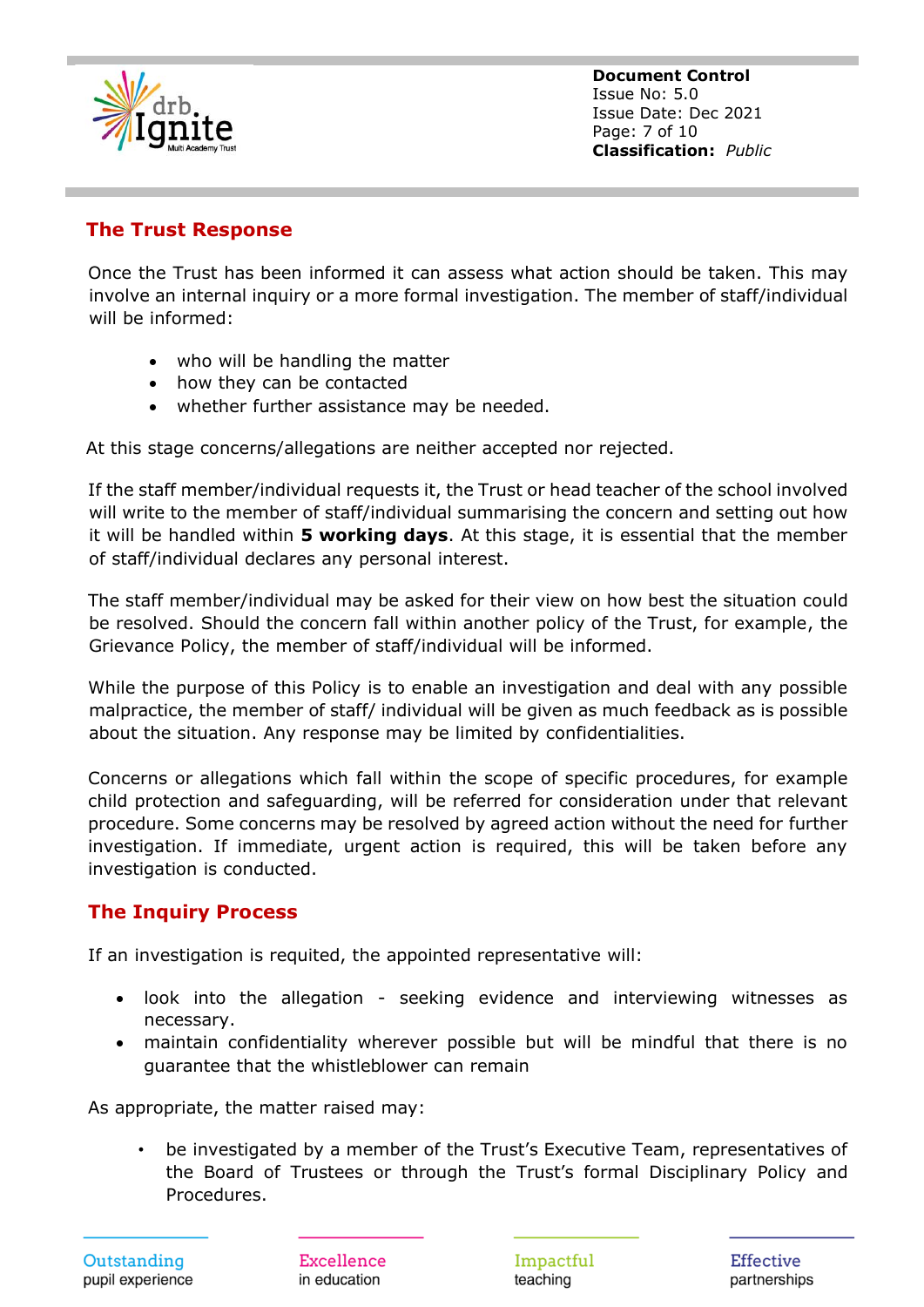## The Trust Response

Once the Trust has been informed it can assess what action should be taken. This may involve an internal inquiry or a more formal investigation. The member of staff/individual will be informed:

- who will be handling the matter
- how they can be contacted
- whether further assistance may be needed.

At this stage concerns/allegations are neither accepted nor rejected.

If the staff member/individual requests it, the Trust or head teacher of the school involved will write to the member of staff/individual summarising the concern and setting out how it will be handled within **5 working days**. At this stage, it is essential that the member of staff/individual declares any personal interest.

The staff member/individual may be asked for their view on how best the situation could be resolved. Should the concern fall within another policy of the Trust, for example, the Grievance Policy, the member of staff/individual will be informed.

While the purpose of this Policy is to enable an investigation and deal with any possible malpractice, the member of staff/ individual will be given as much feedback as is possible about the situation. Any response may be limited by confidentialities.

Concerns or allegations which fall within the scope of specific procedures, for example child protection and safeguarding, will be referred for consideration under that relevant procedure. Some concerns may be resolved by agreed action without the need for further investigation. If immediate, urgent action is required, this will be taken before any investigation is conducted.

## The Inquiry Process

If an investigation is requited, the appointed representative will:

- look into the allegation - seeking evidence and interviewing witnesses as necessary.
- maintain confidentiality wherever possible but will be mindful that there is no guarantee that the whistleblower can remain

As appropriate, the matter raised may:

- be investigated by a member of the Trust's Executive Team, representatives of the Board of Trustees or through the Trust's formal Disciplinary Policy and Procedures.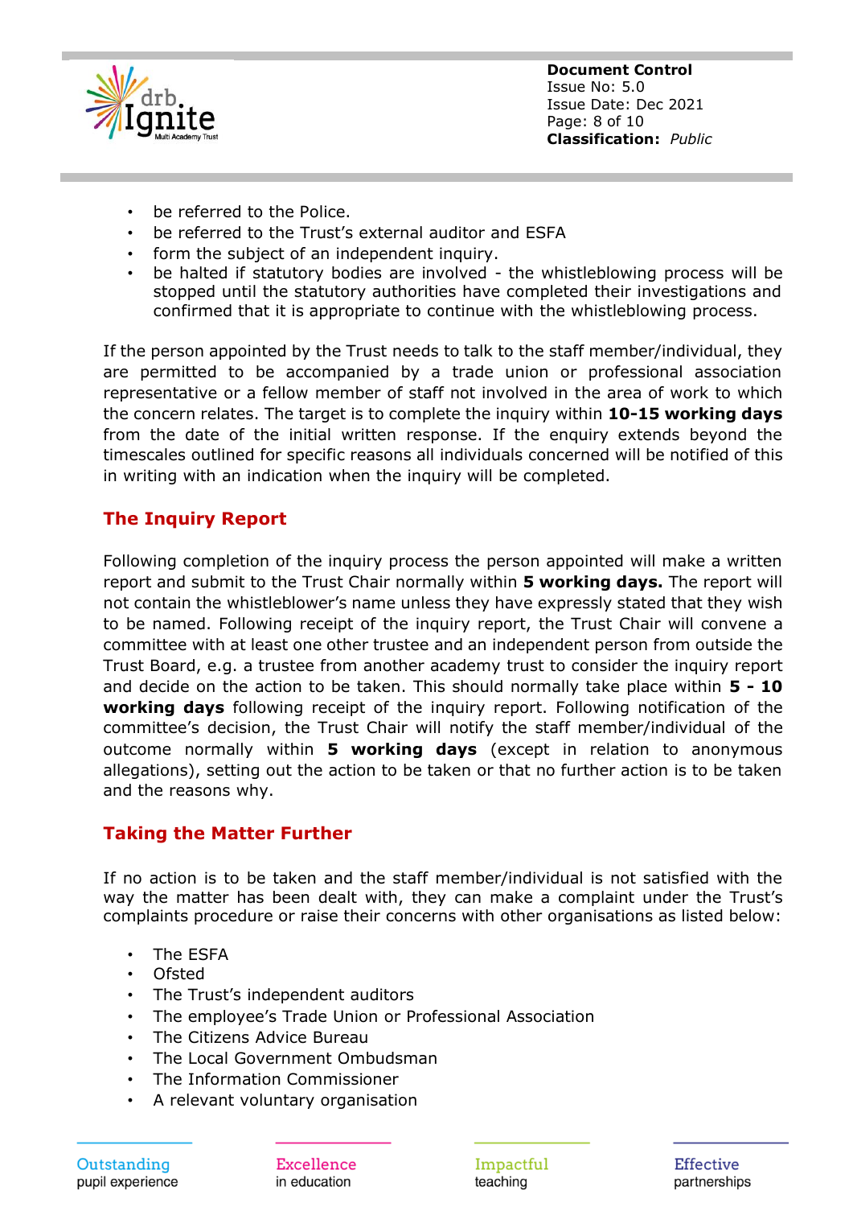- be referred to the Police.
- be referred to the Trust's external auditor and ESFA
- form the subject of an independent inquiry.
- be halted if statutory bodies are involved - the whistleblowing process will be stopped until the statutory authorities have completed their investigations and confirmed that it is appropriate to continue with the whistleblowing process.

If the person appointed by the Trust needs to talk to the staff member/individual, they are permitted to be accompanied by a trade union or professional association representative or a fellow member of staff not involved in the area of work to which the concern relates. The target is to complete the inquiry within **10-15 working days** from the date of the initial written response. If the enquiry extends beyond the timescales outlined for specific reasons all individuals concerned will be notified of this in writing with an indication when the inquiry will be completed.

## The Inquiry Report

Following completion of the inquiry process the person appointed will make a written report and submit to the Trust Chair normally within **5 working days.** The report will not contain the whistleblower's name unless they have expressly stated that they wish to be named. Following receipt of the inquiry report, the Trust Chair will convene a committee with at least one other trustee and an independent person from outside the Trust Board, e.g. a trustee from another academy trust to consider the inquiry report and decide on the action to be taken. This should normally take place within **5 - 10 working days** following receipt of the inquiry report. Following notification of the committee's decision, the Trust Chair will notify the staff member/individual of the outcome normally within **5 working days** (except in relation to anonymous allegations), setting out the action to be taken or that no further action is to be taken and the reasons why.

## Taking the Matter Further

If no action is to be taken and the staff member/individual is not satisfied with the way the matter has been dealt with, they can make a complaint under the Trust's complaints procedure or raise their concerns with other organisations as listed below:

- The ESFA
- Ofsted
- The Trust's independent auditors
- The employee's Trade Union or Professional Association
- The Citizens Advice Bureau
- The Local Government Ombudsman
- The Information Commissioner
- A relevant voluntary organisation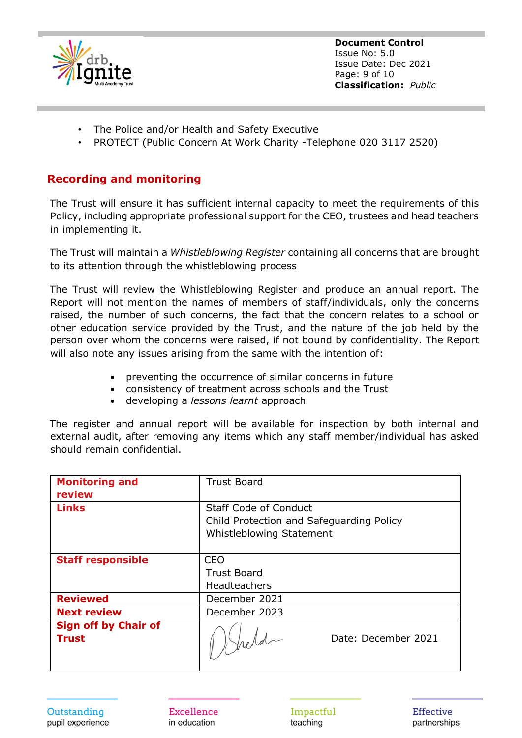- The Police and/or Health and Safety Executive
- PROTECT (Public Concern At Work Charity -Telephone 020 3117 2520)

## Recording and monitoring

The Trust will ensure it has sufficient internal capacity to meet the requirements of this Policy, including appropriate professional support for the CEO, trustees and head teachers in implementing it.

The Trust will maintain a *Whistleblowing Register* containing all concerns that are brought to its attention through the whistleblowing process

The Trust will review the Whistleblowing Register and produce an annual report. The Report will not mention the names of members of staff/individuals, only the concerns raised, the number of such concerns, the fact that the concern relates to a school or other education service provided by the Trust, and the nature of the job held by the person over whom the concerns were raised, if not bound by confidentiality. The Report will also note any issues arising from the same with the intention of:

- preventing the occurrence of similar concerns in future
- consistency of treatment across schools and the Trust
- developing a *lessons learnt* approach

The register and annual report will be available for inspection by both internal and external audit, after removing any items which any staff member/individual has asked should remain confidential.

| | |
|---|---|
| **Monitoring and review** | Trust Board |
| **Links** | Staff Code of Conduct<br>Child Protection and Safeguarding Policy<br>Whistleblowing Statement |
| **Staff responsible** | CEO<br>Trust Board<br>Headteachers |
| **Reviewed** | December 2021 |
| **Next review** | December 2023 |
| **Sign off by Chair of Trust** | [signature] Date: December 2021 |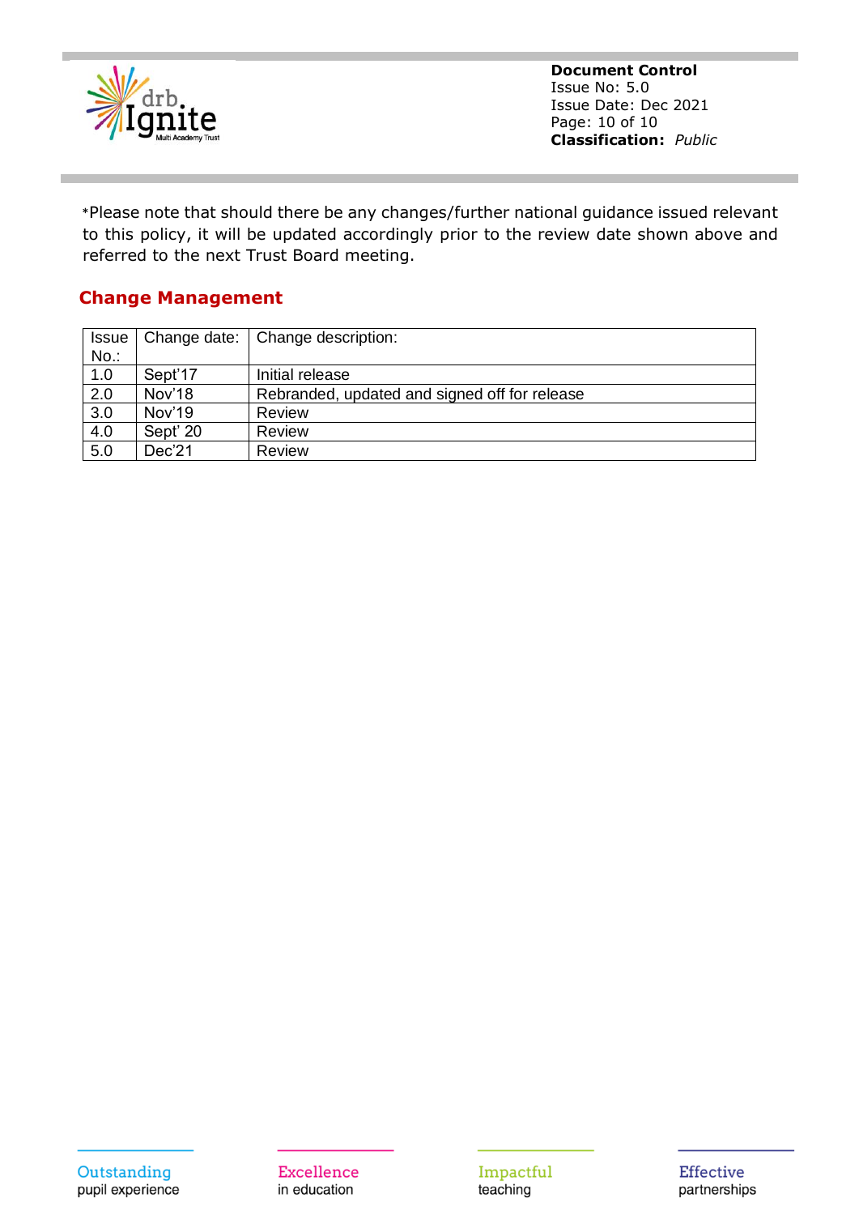*Please note that should there be any changes/further national guidance issued relevant to this policy, it will be updated accordingly prior to the review date shown above and referred to the next Trust Board meeting.

## Change Management

| Issue No.: | Change date: | Change description: |
|---|---|---|
| 1.0 | Sept'17 | Initial release |
| 2.0 | Nov'18 | Rebranded, updated and signed off for release |
| 3.0 | Nov'19 | Review |
| 4.0 | Sept' 20 | Review |
| 5.0 | Dec'21 | Review |